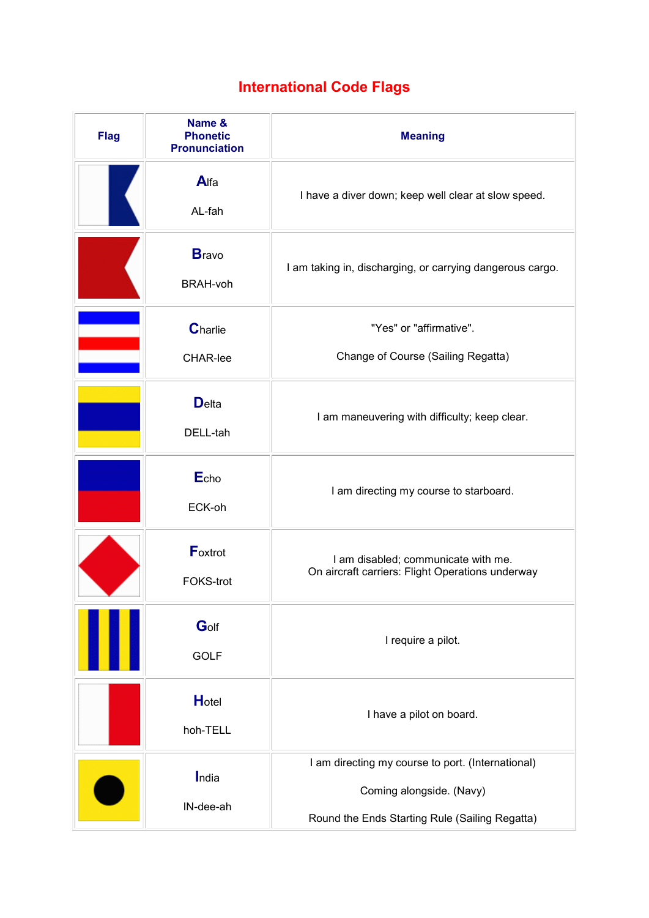# International Code Flags

| Flag | Name & Phonetic Pronunciation | Meaning |
|---|---|---|
| | **A**lfa<br>AL-fah | I have a diver down; keep well clear at slow speed. |
| | **B**ravo<br>BRAH-voh | I am taking in, discharging, or carrying dangerous cargo. |
| | **C**harlie<br>CHAR-lee | "Yes" or "affirmative".<br>Change of Course (Sailing Regatta) |
| | **D**elta<br>DELL-tah | I am maneuvering with difficulty; keep clear. |
| | **E**cho<br>ECK-oh | I am directing my course to starboard. |
| | **F**oxtrot<br>FOKS-trot | I am disabled; communicate with me.<br>On aircraft carriers: Flight Operations underway |
| | **G**olf<br>GOLF | I require a pilot. |
| | **H**otel<br>hoh-TELL | I have a pilot on board. |
| | **I**ndia<br>IN-dee-ah | I am directing my course to port. (International)<br>Coming alongside. (Navy)<br>Round the Ends Starting Rule (Sailing Regatta) |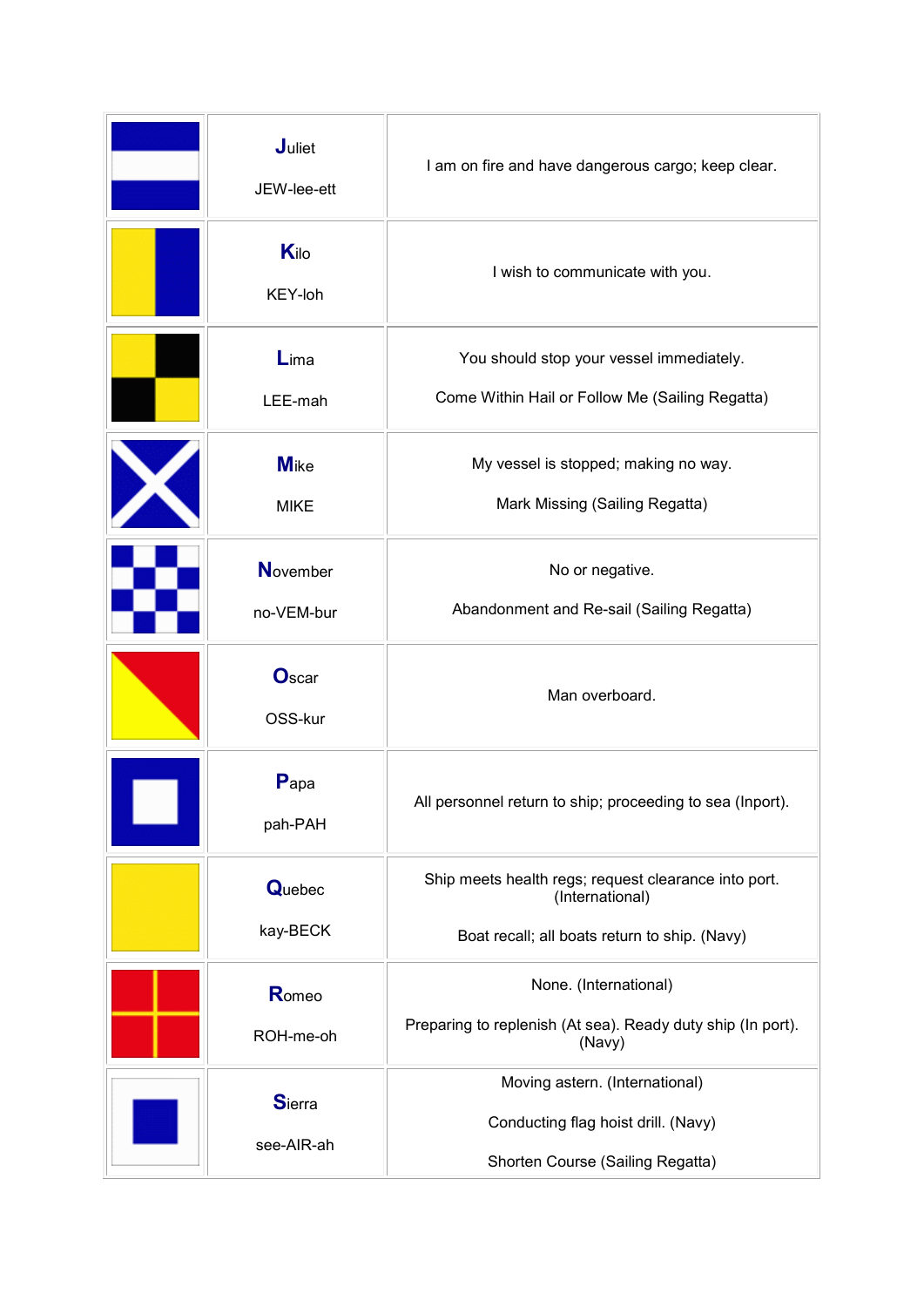| | | |
|---|---|---|
| | **J**uliet<br><br>JEW-lee-ett | I am on fire and have dangerous cargo; keep clear. |
| | **K**ilo<br><br>KEY-loh | I wish to communicate with you. |
| | **L**ima<br><br>LEE-mah | You should stop your vessel immediately.<br><br>Come Within Hail or Follow Me (Sailing Regatta) |
| | **M**ike<br><br>MIKE | My vessel is stopped; making no way.<br><br>Mark Missing (Sailing Regatta) |
| | **N**ovember<br><br>no-VEM-bur | No or negative.<br><br>Abandonment and Re-sail (Sailing Regatta) |
| | **O**scar<br><br>OSS-kur | Man overboard. |
| | **P**apa<br><br>pah-PAH | All personnel return to ship; proceeding to sea (Inport). |
| | **Q**uebec<br><br>kay-BECK | Ship meets health regs; request clearance into port. (International)<br><br>Boat recall; all boats return to ship. (Navy) |
| | **R**omeo<br><br>ROH-me-oh | None. (International)<br><br>Preparing to replenish (At sea). Ready duty ship (In port). (Navy) |
| | **S**ierra<br><br>see-AIR-ah | Moving astern. (International)<br><br>Conducting flag hoist drill. (Navy)<br><br>Shorten Course (Sailing Regatta) |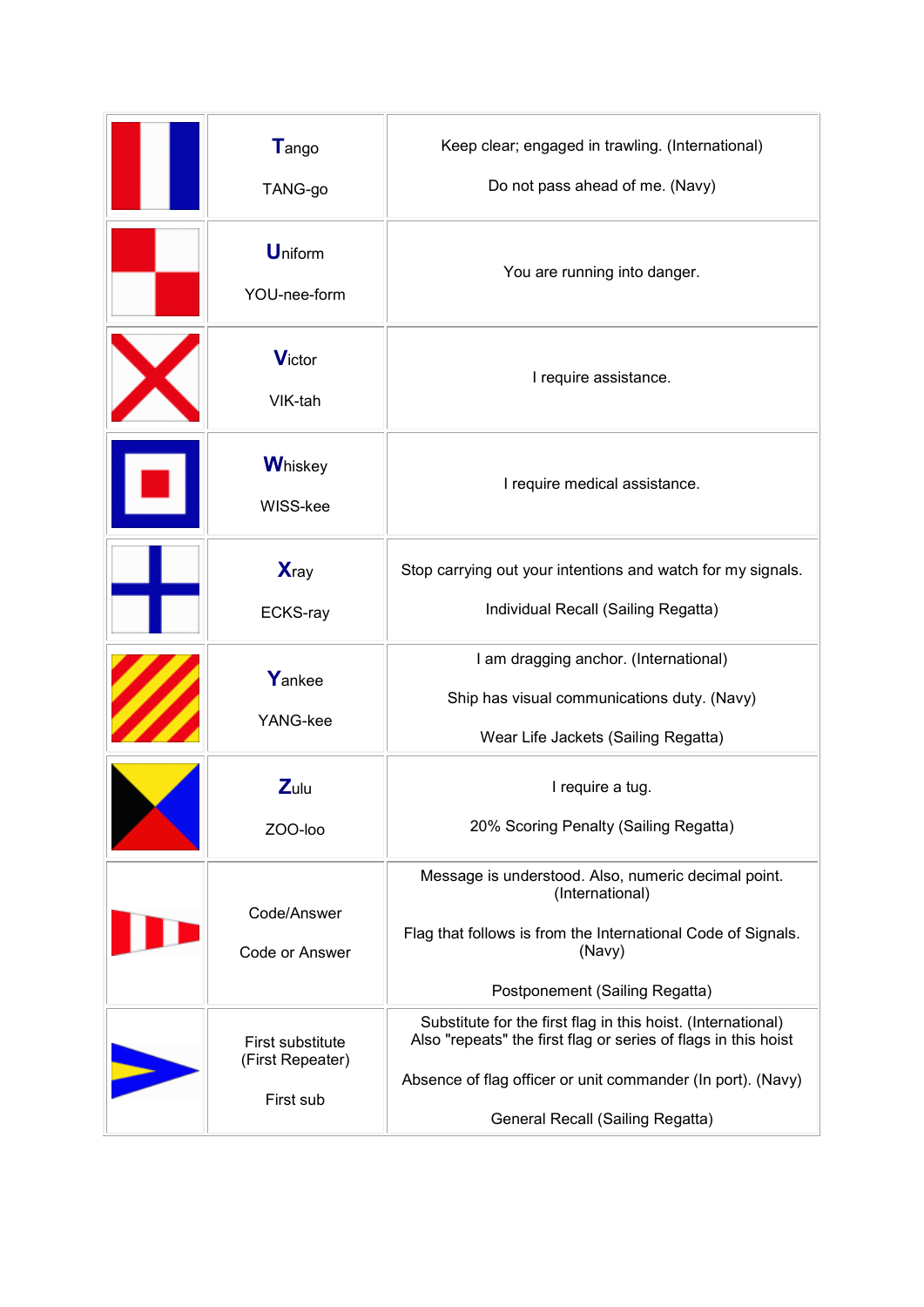|  | **T**ango<br><br>TANG-go | Keep clear; engaged in trawling. (International)<br><br>Do not pass ahead of me. (Navy) |
|---|---|---|
|  | **U**niform<br><br>YOU-nee-form | You are running into danger. |
|  | **V**ictor<br><br>VIK-tah | I require assistance. |
|  | **W**hiskey<br><br>WISS-kee | I require medical assistance. |
|  | **X**ray<br><br>ECKS-ray | Stop carrying out your intentions and watch for my signals.<br><br>Individual Recall (Sailing Regatta) |
|  | **Y**ankee<br><br>YANG-kee | I am dragging anchor. (International)<br><br>Ship has visual communications duty. (Navy)<br><br>Wear Life Jackets (Sailing Regatta) |
|  | **Z**ulu<br><br>ZOO-loo | I require a tug.<br><br>20% Scoring Penalty (Sailing Regatta) |
|  | Code/Answer<br><br>Code or Answer | Message is understood. Also, numeric decimal point. (International)<br><br>Flag that follows is from the International Code of Signals. (Navy)<br><br>Postponement (Sailing Regatta) |
|  | First substitute (First Repeater)<br><br>First sub | Substitute for the first flag in this hoist. (International) Also "repeats" the first flag or series of flags in this hoist<br><br>Absence of flag officer or unit commander (In port). (Navy)<br><br>General Recall (Sailing Regatta) |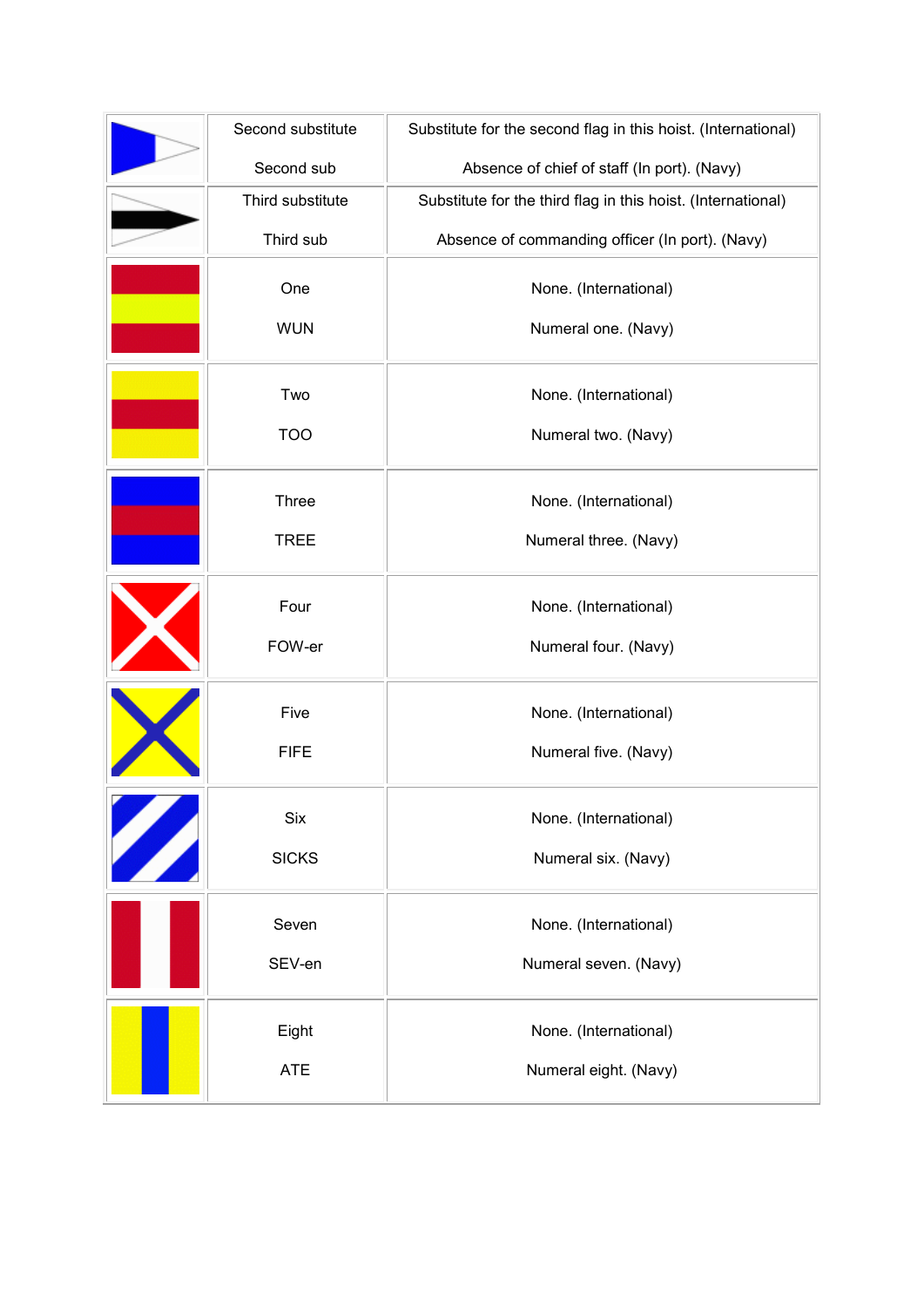| | | |
|---|---|---|
| | Second substitute<br><br>Second sub | Substitute for the second flag in this hoist. (International)<br><br>Absence of chief of staff (In port). (Navy) |
| | Third substitute<br><br>Third sub | Substitute for the third flag in this hoist. (International)<br><br>Absence of commanding officer (In port). (Navy) |
| | One<br><br>WUN | None. (International)<br><br>Numeral one. (Navy) |
| | Two<br><br>TOO | None. (International)<br><br>Numeral two. (Navy) |
| | Three<br><br>TREE | None. (International)<br><br>Numeral three. (Navy) |
| | Four<br><br>FOW-er | None. (International)<br><br>Numeral four. (Navy) |
| | Five<br><br>FIFE | None. (International)<br><br>Numeral five. (Navy) |
| | Six<br><br>SICKS | None. (International)<br><br>Numeral six. (Navy) |
| | Seven<br><br>SEV-en | None. (International)<br><br>Numeral seven. (Navy) |
| | Eight<br><br>ATE | None. (International)<br><br>Numeral eight. (Navy) |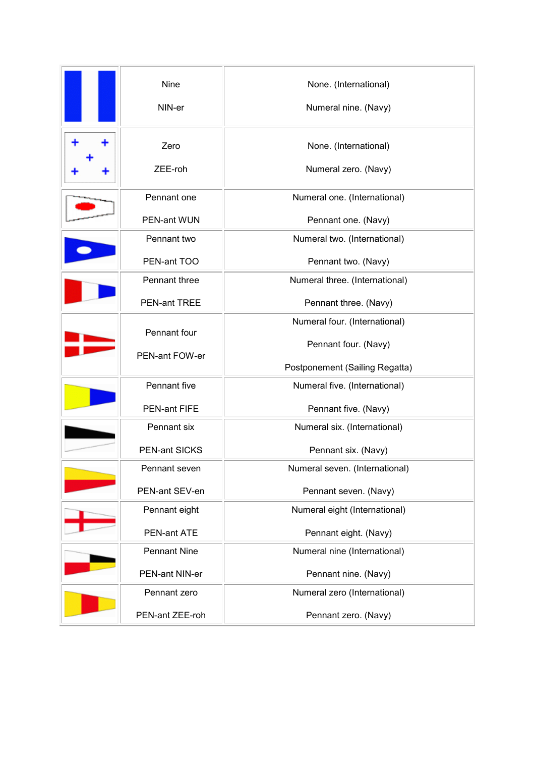| | | |
|---|---|---|
| | Nine<br><br>NIN-er | None. (International)<br><br>Numeral nine. (Navy) |
| | Zero<br><br>ZEE-roh | None. (International)<br><br>Numeral zero. (Navy) |
| | Pennant one<br><br>PEN-ant WUN | Numeral one. (International)<br><br>Pennant one. (Navy) |
| | Pennant two<br><br>PEN-ant TOO | Numeral two. (International)<br><br>Pennant two. (Navy) |
| | Pennant three<br><br>PEN-ant TREE | Numeral three. (International)<br><br>Pennant three. (Navy) |
| | Pennant four<br><br>PEN-ant FOW-er | Numeral four. (International)<br><br>Pennant four. (Navy)<br><br>Postponement (Sailing Regatta) |
| | Pennant five<br><br>PEN-ant FIFE | Numeral five. (International)<br><br>Pennant five. (Navy) |
| | Pennant six<br><br>PEN-ant SICKS | Numeral six. (International)<br><br>Pennant six. (Navy) |
| | Pennant seven<br><br>PEN-ant SEV-en | Numeral seven. (International)<br><br>Pennant seven. (Navy) |
| | Pennant eight<br><br>PEN-ant ATE | Numeral eight (International)<br><br>Pennant eight. (Navy) |
| | Pennant Nine<br><br>PEN-ant NIN-er | Numeral nine (International)<br><br>Pennant nine. (Navy) |
| | Pennant zero<br><br>PEN-ant ZEE-roh | Numeral zero (International)<br><br>Pennant zero. (Navy) |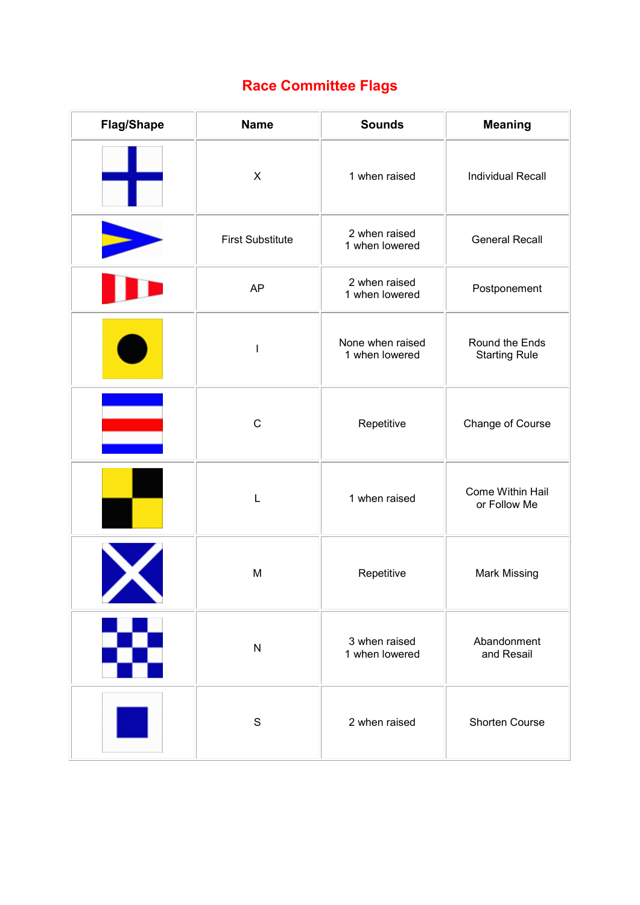# Race Committee Flags

| Flag/Shape | Name | Sounds | Meaning |
|---|---|---|---|
| | X | 1 when raised | Individual Recall |
| | First Substitute | 2 when raised<br>1 when lowered | General Recall |
| | AP | 2 when raised<br>1 when lowered | Postponement |
| | I | None when raised<br>1 when lowered | Round the Ends Starting Rule |
| | C | Repetitive | Change of Course |
| | L | 1 when raised | Come Within Hail or Follow Me |
| | M | Repetitive | Mark Missing |
| | N | 3 when raised<br>1 when lowered | Abandonment and Resail |
| | S | 2 when raised | Shorten Course |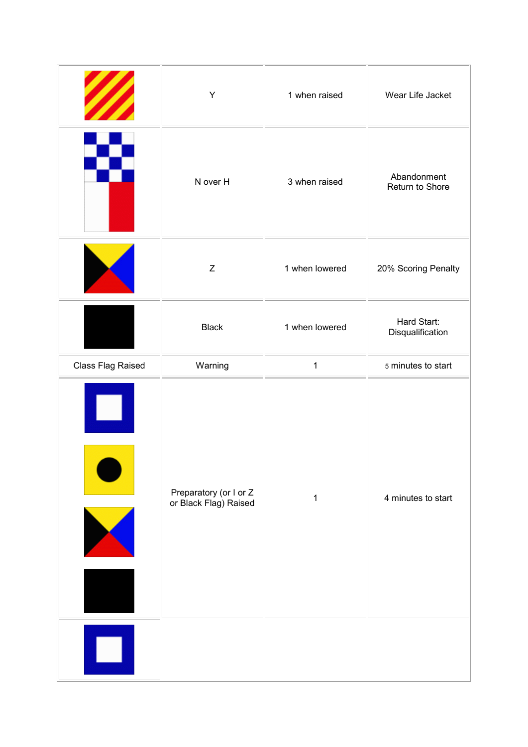| | | | |
|---|---|---|---|
| | Y | 1 when raised | Wear Life Jacket |
| | N over H | 3 when raised | Abandonment Return to Shore |
| | Z | 1 when lowered | 20% Scoring Penalty |
| | Black | 1 when lowered | Hard Start: Disqualification |
| Class Flag Raised | Warning | 1 | 5 minutes to start |
| | Preparatory (or I or Z or Black Flag) Raised | 1 | 4 minutes to start |
| | | | |